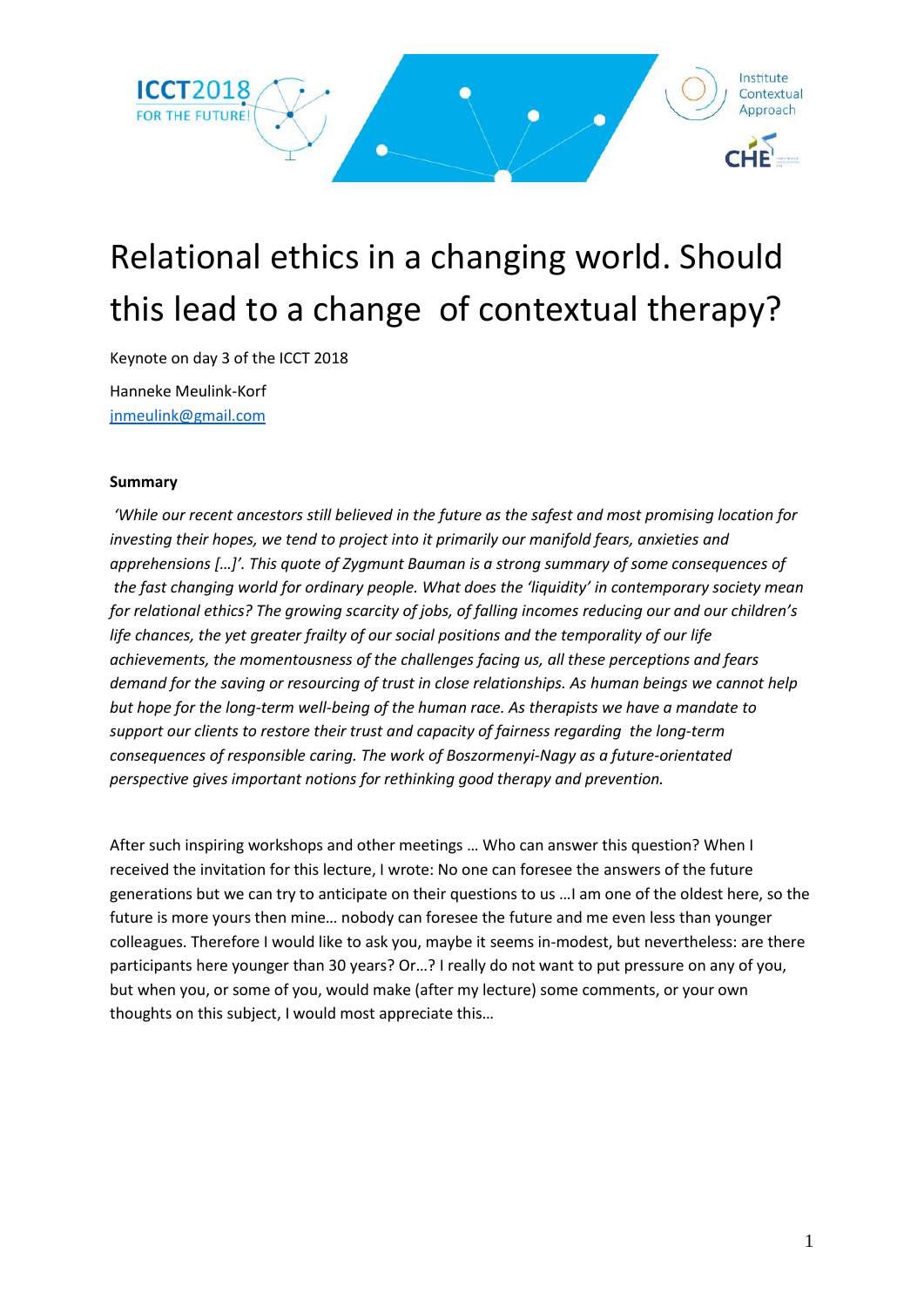# Relational ethics in a changing world. Should this lead to a change of contextual therapy?

Keynote on day 3 of the ICCT 2018

Hanneke Meulink-Korf
jnmeulink@gmail.com

**Summary**

*'While our recent ancestors still believed in the future as the safest and most promising location for investing their hopes, we tend to project into it primarily our manifold fears, anxieties and apprehensions […]'. This quote of Zygmunt Bauman is a strong summary of some consequences of the fast changing world for ordinary people. What does the 'liquidity' in contemporary society mean for relational ethics? The growing scarcity of jobs, of falling incomes reducing our and our children's life chances, the yet greater frailty of our social positions and the temporality of our life achievements, the momentousness of the challenges facing us, all these perceptions and fears demand for the saving or resourcing of trust in close relationships. As human beings we cannot help but hope for the long-term well-being of the human race. As therapists we have a mandate to support our clients to restore their trust and capacity of fairness regarding the long-term consequences of responsible caring. The work of Boszormenyi-Nagy as a future-orientated perspective gives important notions for rethinking good therapy and prevention.*

After such inspiring workshops and other meetings … Who can answer this question? When I received the invitation for this lecture, I wrote: No one can foresee the answers of the future generations but we can try to anticipate on their questions to us …I am one of the oldest here, so the future is more yours then mine… nobody can foresee the future and me even less than younger colleagues. Therefore I would like to ask you, maybe it seems in-modest, but nevertheless: are there participants here younger than 30 years? Or…? I really do not want to put pressure on any of you, but when you, or some of you, would make (after my lecture) some comments, or your own thoughts on this subject, I would most appreciate this…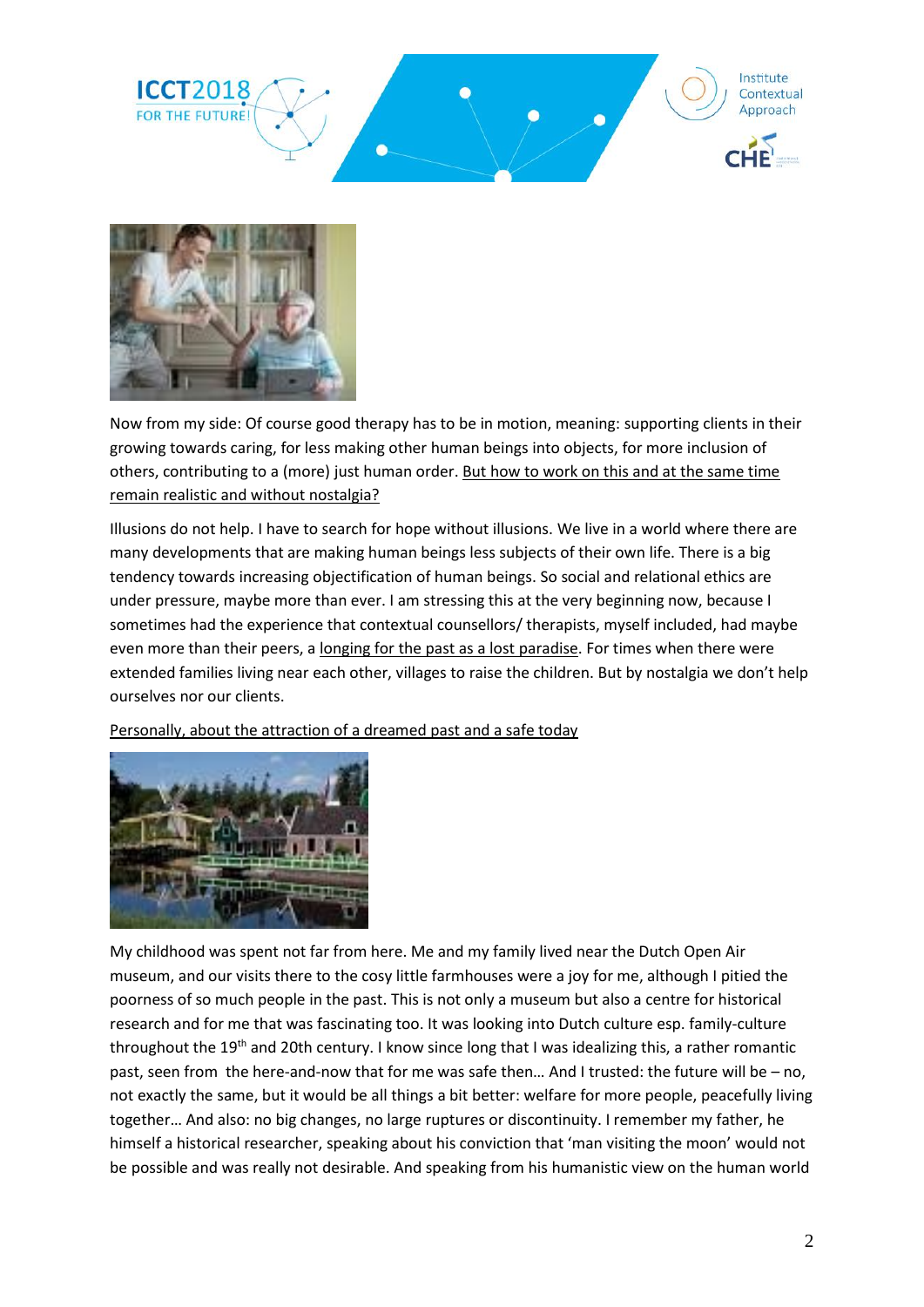Now from my side: Of course good therapy has to be in motion, meaning: supporting clients in their growing towards caring, for less making other human beings into objects, for more inclusion of others, contributing to a (more) just human order. But how to work on this and at the same time remain realistic and without nostalgia?

Illusions do not help. I have to search for hope without illusions. We live in a world where there are many developments that are making human beings less subjects of their own life. There is a big tendency towards increasing objectification of human beings. So social and relational ethics are under pressure, maybe more than ever. I am stressing this at the very beginning now, because I sometimes had the experience that contextual counsellors/ therapists, myself included, had maybe even more than their peers, a longing for the past as a lost paradise. For times when there were extended families living near each other, villages to raise the children. But by nostalgia we don't help ourselves nor our clients.

Personally, about the attraction of a dreamed past and a safe today

My childhood was spent not far from here. Me and my family lived near the Dutch Open Air museum, and our visits there to the cosy little farmhouses were a joy for me, although I pitied the poorness of so much people in the past. This is not only a museum but also a centre for historical research and for me that was fascinating too. It was looking into Dutch culture esp. family-culture throughout the 19th and 20th century. I know since long that I was idealizing this, a rather romantic past, seen from the here-and-now that for me was safe then… And I trusted: the future will be – no, not exactly the same, but it would be all things a bit better: welfare for more people, peacefully living together… And also: no big changes, no large ruptures or discontinuity. I remember my father, he himself a historical researcher, speaking about his conviction that 'man visiting the moon' would not be possible and was really not desirable. And speaking from his humanistic view on the human world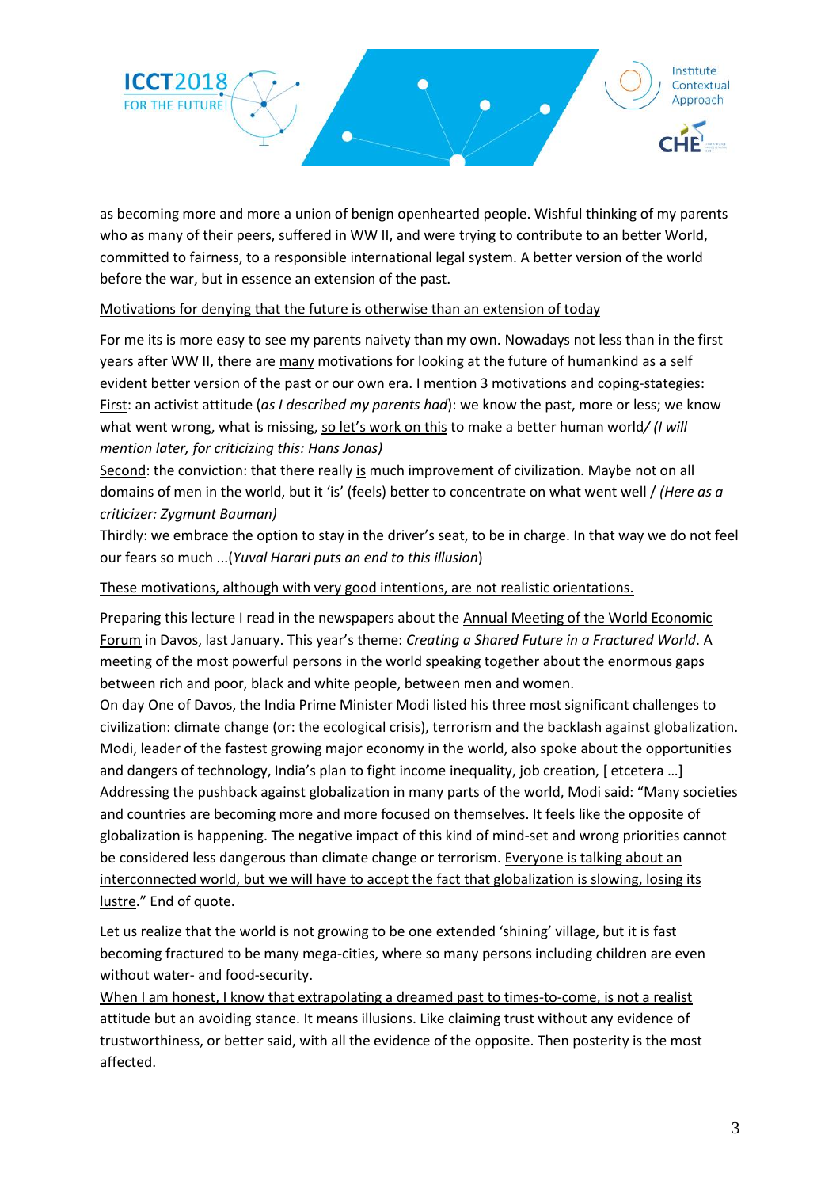as becoming more and more a union of benign openhearted people. Wishful thinking of my parents who as many of their peers, suffered in WW II, and were trying to contribute to an better World, committed to fairness, to a responsible international legal system. A better version of the world before the war, but in essence an extension of the past.

<u>Motivations for denying that the future is otherwise than an extension of today</u>

For me its is more easy to see my parents naivety than my own. Nowadays not less than in the first years after WW II, there are <u>many</u> motivations for looking at the future of humankind as a self evident better version of the past or our own era. I mention 3 motivations and coping-stategies:
<u>First</u>: an activist attitude (*as I described my parents had*): we know the past, more or less; we know what went wrong, what is missing, <u>so let's work on this</u> to make a better human world*/ (I will mention later, for criticizing this: Hans Jonas)*
<u>Second</u>: the conviction: that there really <u>is</u> much improvement of civilization. Maybe not on all domains of men in the world, but it 'is' (feels) better to concentrate on what went well / *(Here as a criticizer: Zygmunt Bauman)*
<u>Thirdly</u>: we embrace the option to stay in the driver's seat, to be in charge. In that way we do not feel our fears so much ...(*Yuval Harari puts an end to this illusion*)

<u>These motivations, although with very good intentions, are not realistic orientations.</u>

Preparing this lecture I read in the newspapers about the <u>Annual Meeting of the World Economic Forum</u> in Davos, last January. This year's theme: *Creating a Shared Future in a Fractured World*. A meeting of the most powerful persons in the world speaking together about the enormous gaps between rich and poor, black and white people, between men and women.
On day One of Davos, the India Prime Minister Modi listed his three most significant challenges to civilization: climate change (or: the ecological crisis), terrorism and the backlash against globalization. Modi, leader of the fastest growing major economy in the world, also spoke about the opportunities and dangers of technology, India's plan to fight income inequality, job creation, [ etcetera …]
Addressing the pushback against globalization in many parts of the world, Modi said: "Many societies and countries are becoming more and more focused on themselves. It feels like the opposite of globalization is happening. The negative impact of this kind of mind-set and wrong priorities cannot be considered less dangerous than climate change or terrorism. <u>Everyone is talking about an interconnected world, but we will have to accept the fact that globalization is slowing, losing its lustre</u>." End of quote.

Let us realize that the world is not growing to be one extended 'shining' village, but it is fast becoming fractured to be many mega-cities, where so many persons including children are even without water- and food-security.
<u>When I am honest, I know that extrapolating a dreamed past to times-to-come, is not a realist attitude but an avoiding stance.</u> It means illusions. Like claiming trust without any evidence of trustworthiness, or better said, with all the evidence of the opposite. Then posterity is the most affected.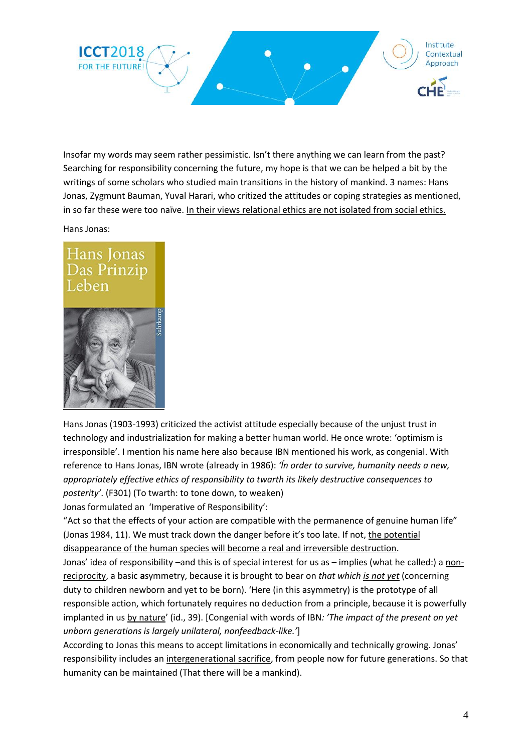Insofar my words may seem rather pessimistic. Isn't there anything we can learn from the past? Searching for responsibility concerning the future, my hope is that we can be helped a bit by the writings of some scholars who studied main transitions in the history of mankind. 3 names: Hans Jonas, Zygmunt Bauman, Yuval Harari, who critized the attitudes or coping strategies as mentioned, in so far these were too naïve. <u>In their views relational ethics are not isolated from social ethics.</u>

Hans Jonas:

Hans Jonas (1903-1993) criticized the activist attitude especially because of the unjust trust in technology and industrialization for making a better human world. He once wrote: 'optimism is irresponsible'. I mention his name here also because IBN mentioned his work, as congenial. With reference to Hans Jonas, IBN wrote (already in 1986): *'In order to survive, humanity needs a new, appropriately effective ethics of responsibility to twarth its likely destructive consequences to posterity'*. (F301) (To twarth: to tone down, to weaken)

Jonas formulated an 'Imperative of Responsibility':

"Act so that the effects of your action are compatible with the permanence of genuine human life" (Jonas 1984, 11). We must track down the danger before it's too late. If not, <u>the potential disappearance of the human species will become a real and irreversible destruction</u>.

Jonas' idea of responsibility –and this is of special interest for us as – implies (what he called:) a <u>non-reciprocity</u>, a basic **a**symmetry, because it is brought to bear on *that which <u>is not yet</u>* (concerning duty to children newborn and yet to be born). 'Here (in this asymmetry) is the prototype of all responsible action, which fortunately requires no deduction from a principle, because it is powerfully implanted in us <u>by nature</u>' (id., 39). [Congenial with words of IBN: *'The impact of the present on yet unborn generations is largely unilateral, nonfeedback-like.'*]

According to Jonas this means to accept limitations in economically and technically growing. Jonas' responsibility includes an <u>intergenerational sacrifice</u>, from people now for future generations. So that humanity can be maintained (That there will be a mankind).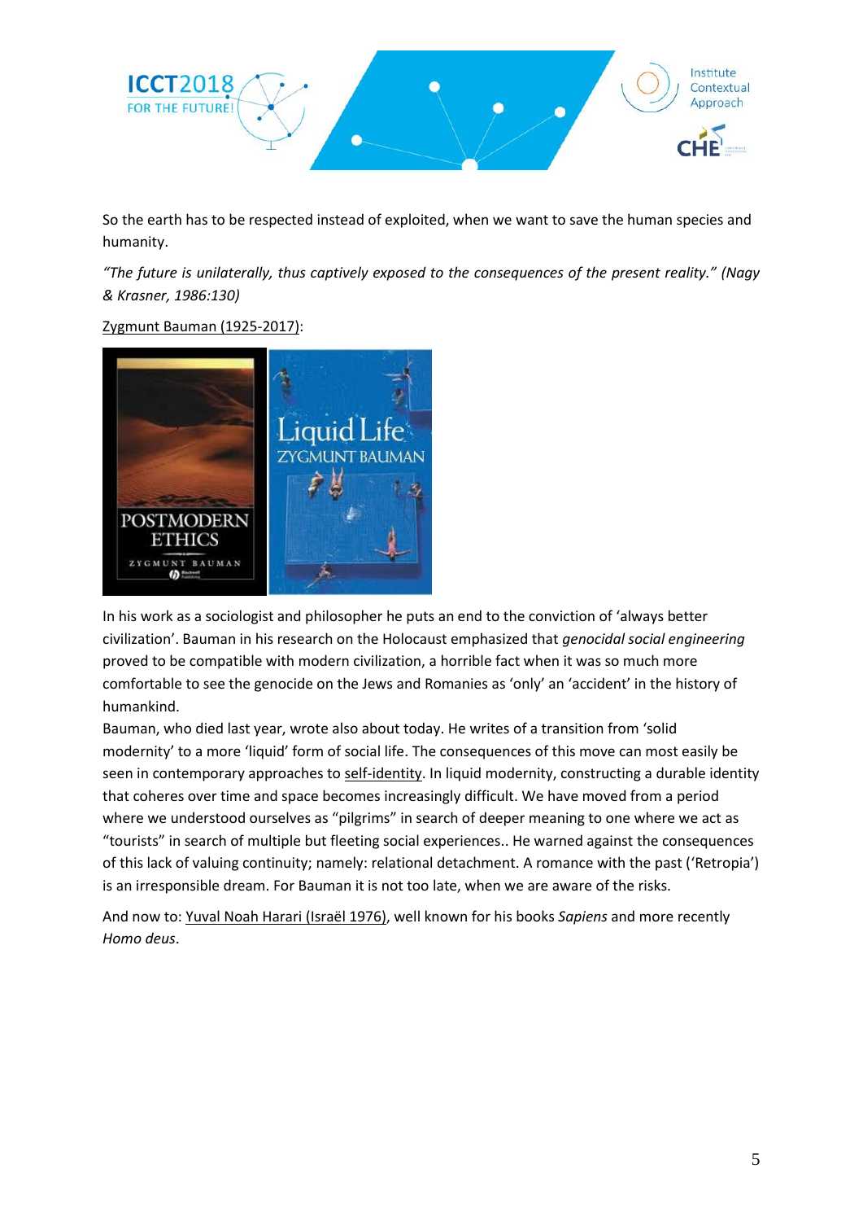So the earth has to be respected instead of exploited, when we want to save the human species and humanity.

*"The future is unilaterally, thus captively exposed to the consequences of the present reality." (Nagy & Krasner, 1986:130)*

Zygmunt Bauman (1925-2017):

In his work as a sociologist and philosopher he puts an end to the conviction of 'always better civilization'. Bauman in his research on the Holocaust emphasized that *genocidal social engineering* proved to be compatible with modern civilization, a horrible fact when it was so much more comfortable to see the genocide on the Jews and Romanies as 'only' an 'accident' in the history of humankind.
Bauman, who died last year, wrote also about today. He writes of a transition from 'solid modernity' to a more 'liquid' form of social life. The consequences of this move can most easily be seen in contemporary approaches to self-identity. In liquid modernity, constructing a durable identity that coheres over time and space becomes increasingly difficult. We have moved from a period where we understood ourselves as "pilgrims" in search of deeper meaning to one where we act as "tourists" in search of multiple but fleeting social experiences.. He warned against the consequences of this lack of valuing continuity; namely: relational detachment. A romance with the past ('Retropia') is an irresponsible dream. For Bauman it is not too late, when we are aware of the risks.

And now to: Yuval Noah Harari (Israël 1976), well known for his books *Sapiens* and more recently *Homo deus*.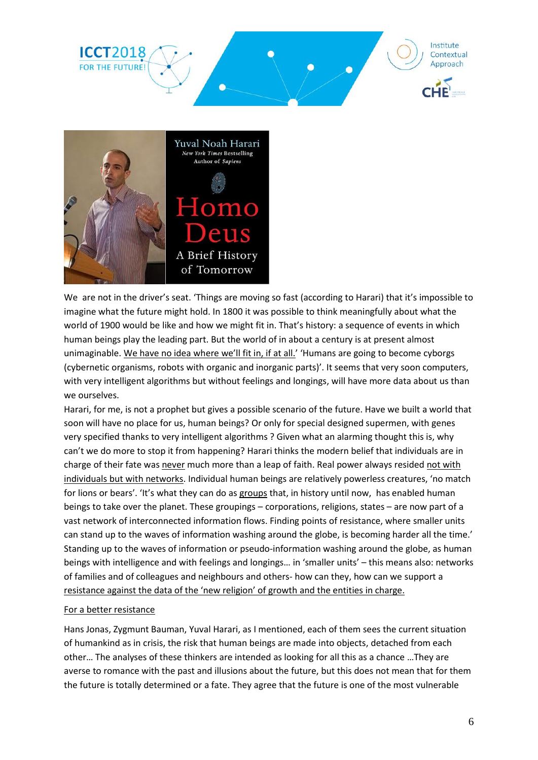We are not in the driver's seat. 'Things are moving so fast (according to Harari) that it's impossible to imagine what the future might hold. In 1800 it was possible to think meaningfully about what the world of 1900 would be like and how we might fit in. That's history: a sequence of events in which human beings play the leading part. But the world of in about a century is at present almost unimaginable. <u>We have no idea where we'll fit in, if at all.</u>' 'Humans are going to become cyborgs (cybernetic organisms, robots with organic and inorganic parts)'. It seems that very soon computers, with very intelligent algorithms but without feelings and longings, will have more data about us than we ourselves.

Harari, for me, is not a prophet but gives a possible scenario of the future. Have we built a world that soon will have no place for us, human beings? Or only for special designed supermen, with genes very specified thanks to very intelligent algorithms ? Given what an alarming thought this is, why can't we do more to stop it from happening? Harari thinks the modern belief that individuals are in charge of their fate was <u>never</u> much more than a leap of faith. Real power always resided <u>not with individuals but with networks</u>. Individual human beings are relatively powerless creatures, 'no match for lions or bears'. 'It's what they can do as <u>groups</u> that, in history until now, has enabled human beings to take over the planet. These groupings – corporations, religions, states – are now part of a vast network of interconnected information flows. Finding points of resistance, where smaller units can stand up to the waves of information washing around the globe, is becoming harder all the time.' Standing up to the waves of information or pseudo-information washing around the globe, as human beings with intelligence and with feelings and longings… in 'smaller units' – this means also: networks of families and of colleagues and neighbours and others- how can they, how can we support a <u>resistance against the data of the 'new religion' of growth and the entities in charge.</u>

<u>For a better resistance</u>

Hans Jonas, Zygmunt Bauman, Yuval Harari, as I mentioned, each of them sees the current situation of humankind as in crisis, the risk that human beings are made into objects, detached from each other… The analyses of these thinkers are intended as looking for all this as a chance …They are averse to romance with the past and illusions about the future, but this does not mean that for them the future is totally determined or a fate. They agree that the future is one of the most vulnerable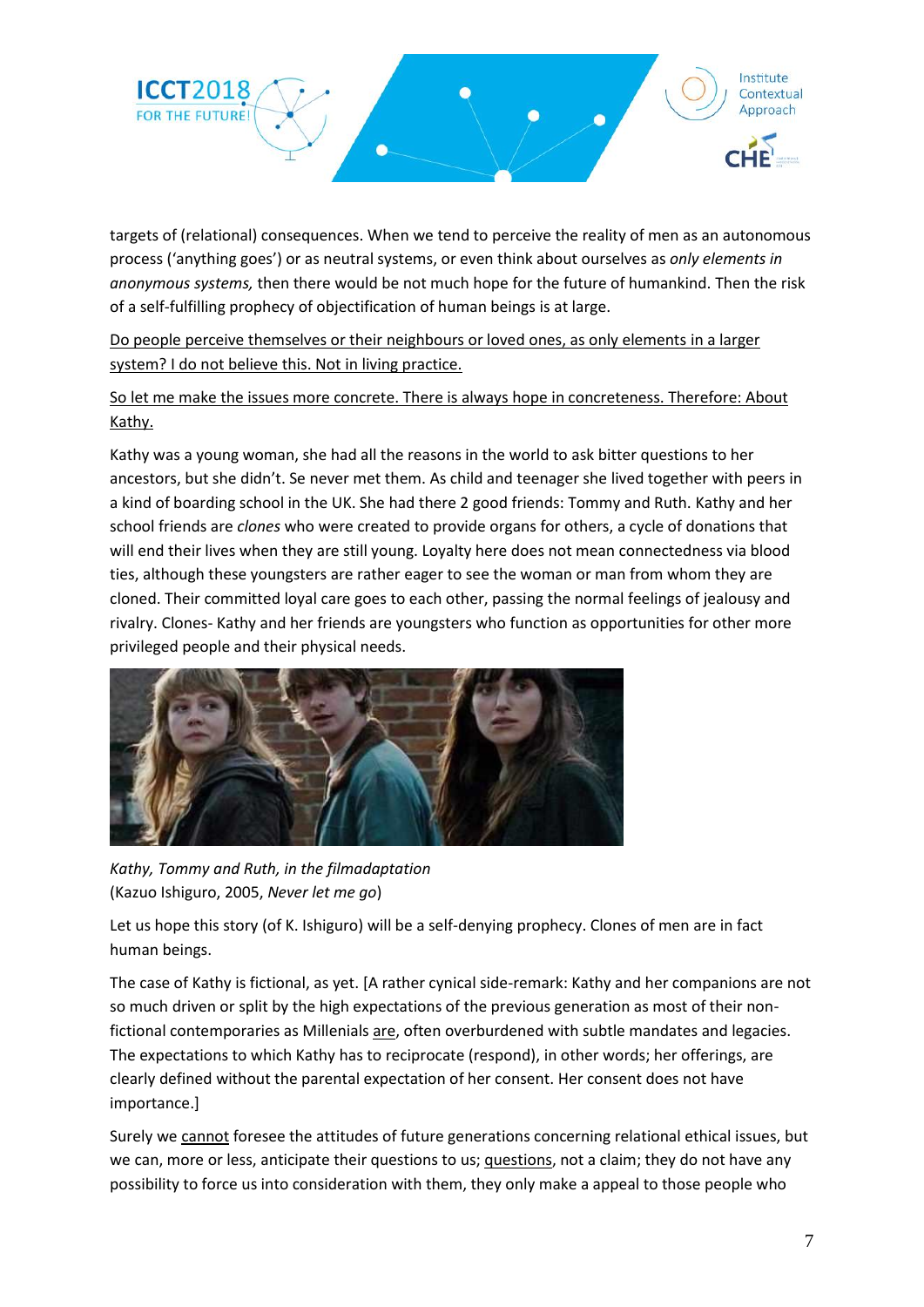targets of (relational) consequences. When we tend to perceive the reality of men as an autonomous process ('anything goes') or as neutral systems, or even think about ourselves as *only elements in anonymous systems,* then there would be not much hope for the future of humankind. Then the risk of a self-fulfilling prophecy of objectification of human beings is at large.

<u>Do people perceive themselves or their neighbours or loved ones, as only elements in a larger system? I do not believe this. Not in living practice.</u>

<u>So let me make the issues more concrete. There is always hope in concreteness. Therefore: About Kathy.</u>

Kathy was a young woman, she had all the reasons in the world to ask bitter questions to her ancestors, but she didn't. Se never met them. As child and teenager she lived together with peers in a kind of boarding school in the UK. She had there 2 good friends: Tommy and Ruth. Kathy and her school friends are *clones* who were created to provide organs for others, a cycle of donations that will end their lives when they are still young. Loyalty here does not mean connectedness via blood ties, although these youngsters are rather eager to see the woman or man from whom they are cloned. Their committed loyal care goes to each other, passing the normal feelings of jealousy and rivalry. Clones- Kathy and her friends are youngsters who function as opportunities for other more privileged people and their physical needs.

*Kathy, Tommy and Ruth, in the filmadaptation*
(Kazuo Ishiguro, 2005, *Never let me go*)

Let us hope this story (of K. Ishiguro) will be a self-denying prophecy. Clones of men are in fact human beings.

The case of Kathy is fictional, as yet. [A rather cynical side-remark: Kathy and her companions are not so much driven or split by the high expectations of the previous generation as most of their non-fictional contemporaries as Millenials <u>are</u>, often overburdened with subtle mandates and legacies. The expectations to which Kathy has to reciprocate (respond), in other words; her offerings, are clearly defined without the parental expectation of her consent. Her consent does not have importance.]

Surely we <u>cannot</u> foresee the attitudes of future generations concerning relational ethical issues, but we can, more or less, anticipate their questions to us; <u>questions</u>, not a claim; they do not have any possibility to force us into consideration with them, they only make a appeal to those people who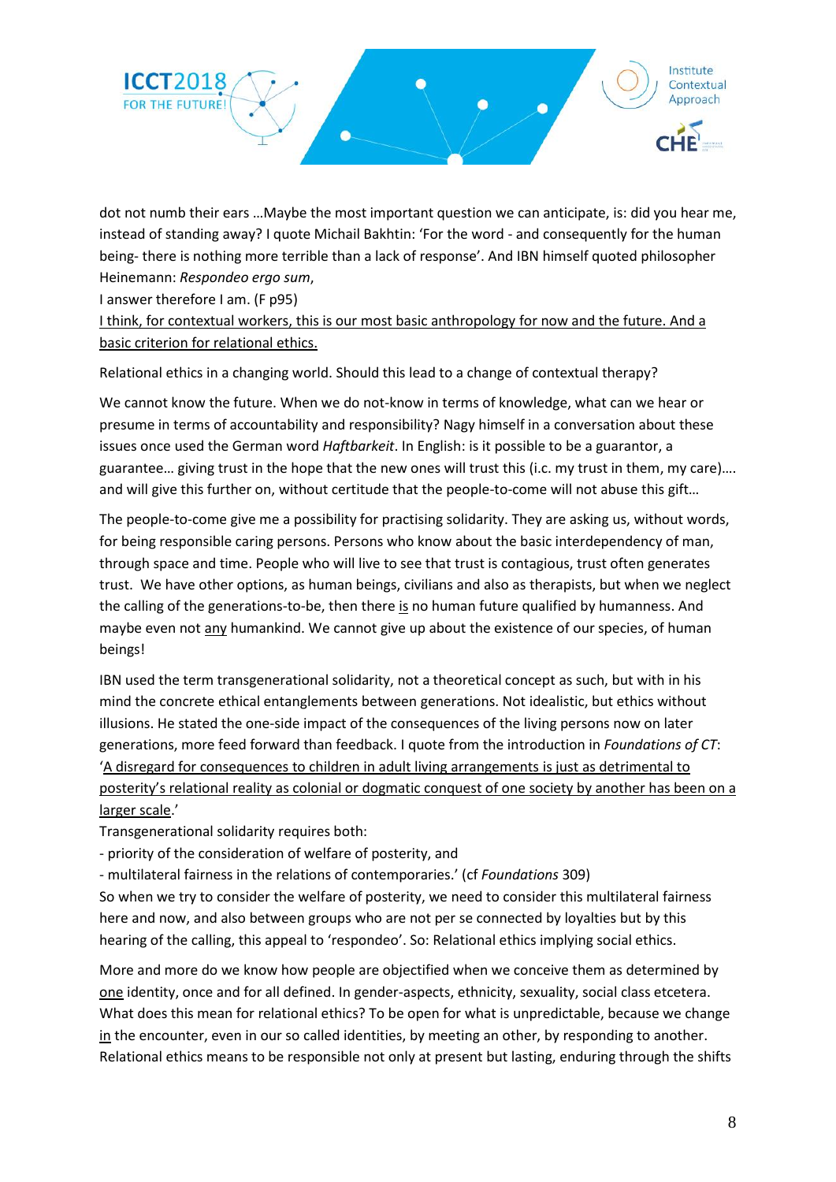dot not numb their ears …Maybe the most important question we can anticipate, is: did you hear me, instead of standing away? I quote Michail Bakhtin: 'For the word - and consequently for the human being- there is nothing more terrible than a lack of response'. And IBN himself quoted philosopher Heinemann: *Respondeo ergo sum*,
I answer therefore I am. (F p95)
<u>I think, for contextual workers, this is our most basic anthropology for now and the future. And a basic criterion for relational ethics.</u>

Relational ethics in a changing world. Should this lead to a change of contextual therapy?

We cannot know the future. When we do not-know in terms of knowledge, what can we hear or presume in terms of accountability and responsibility? Nagy himself in a conversation about these issues once used the German word *Haftbarkeit*. In English: is it possible to be a guarantor, a guarantee… giving trust in the hope that the new ones will trust this (i.e. my trust in them, my care)…. and will give this further on, without certitude that the people-to-come will not abuse this gift…

The people-to-come give me a possibility for practising solidarity. They are asking us, without words, for being responsible caring persons. Persons who know about the basic interdependency of man, through space and time. People who will live to see that trust is contagious, trust often generates trust. We have other options, as human beings, civilians and also as therapists, but when we neglect the calling of the generations-to-be, then there <u>is</u> no human future qualified by humanness. And maybe even not <u>any</u> humankind. We cannot give up about the existence of our species, of human beings!

IBN used the term transgenerational solidarity, not a theoretical concept as such, but with in his mind the concrete ethical entanglements between generations. Not idealistic, but ethics without illusions. He stated the one-side impact of the consequences of the living persons now on later generations, more feed forward than feedback. I quote from the introduction in *Foundations of CT*: '<u>A disregard for consequences to children in adult living arrangements is just as detrimental to posterity's relational reality as colonial or dogmatic conquest of one society by another has been on a larger scale</u>.'
Transgenerational solidarity requires both:
- priority of the consideration of welfare of posterity, and
- multilateral fairness in the relations of contemporaries.' (cf *Foundations* 309)
So when we try to consider the welfare of posterity, we need to consider this multilateral fairness here and now, and also between groups who are not per se connected by loyalties but by this hearing of the calling, this appeal to 'respondeo'. So: Relational ethics implying social ethics.

More and more do we know how people are objectified when we conceive them as determined by <u>one</u> identity, once and for all defined. In gender-aspects, ethnicity, sexuality, social class etcetera. What does this mean for relational ethics? To be open for what is unpredictable, because we change <u>in</u> the encounter, even in our so called identities, by meeting an other, by responding to another. Relational ethics means to be responsible not only at present but lasting, enduring through the shifts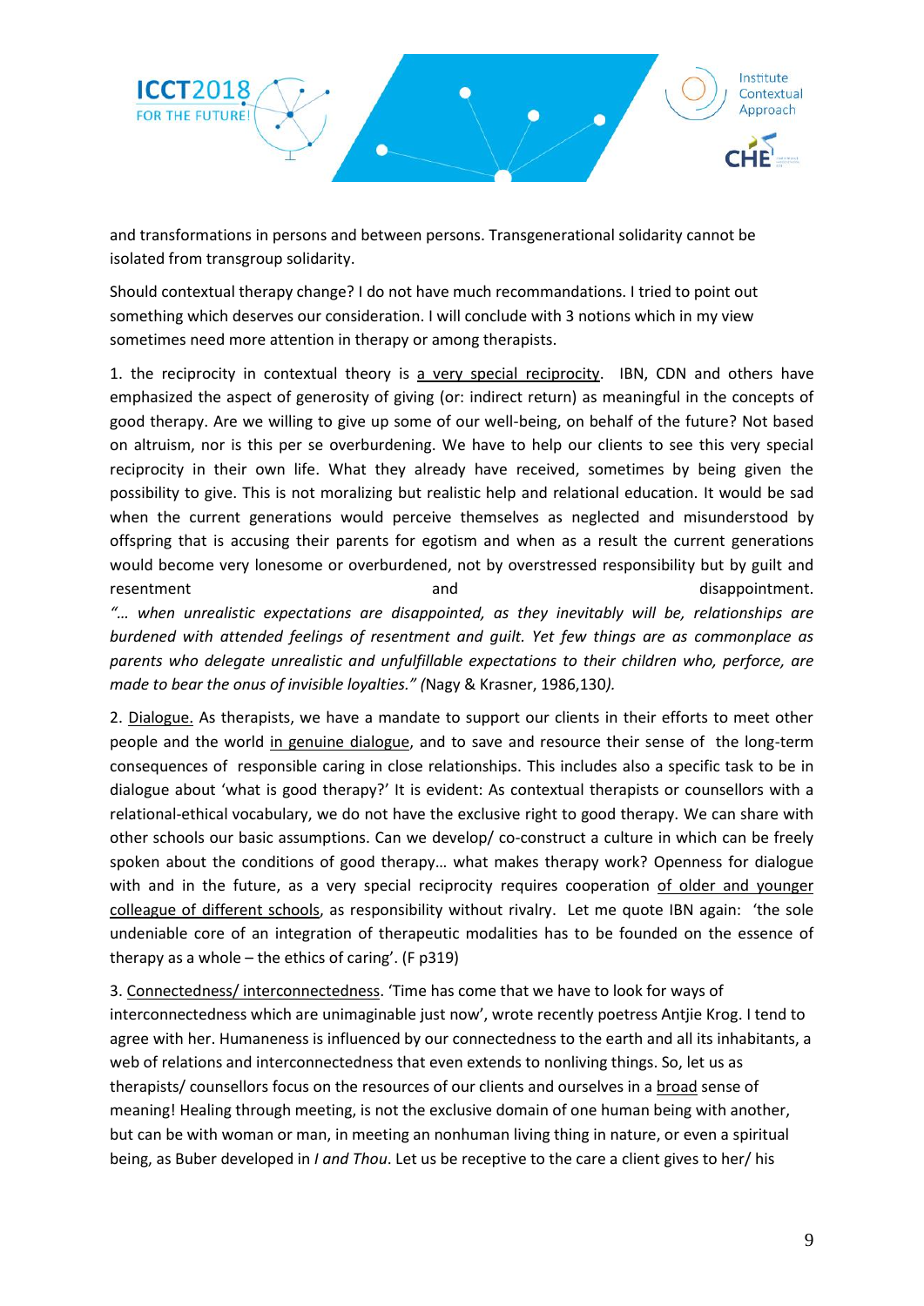and transformations in persons and between persons. Transgenerational solidarity cannot be isolated from transgroup solidarity.

Should contextual therapy change? I do not have much recommandations. I tried to point out something which deserves our consideration. I will conclude with 3 notions which in my view sometimes need more attention in therapy or among therapists.

1. the reciprocity in contextual theory is a very special reciprocity. IBN, CDN and others have emphasized the aspect of generosity of giving (or: indirect return) as meaningful in the concepts of good therapy. Are we willing to give up some of our well-being, on behalf of the future? Not based on altruism, nor is this per se overburdening. We have to help our clients to see this very special reciprocity in their own life. What they already have received, sometimes by being given the possibility to give. This is not moralizing but realistic help and relational education. It would be sad when the current generations would perceive themselves as neglected and misunderstood by offspring that is accusing their parents for egotism and when as a result the current generations would become very lonesome or overburdened, not by overstressed responsibility but by guilt and resentment and disappointment.
*"… when unrealistic expectations are disappointed, as they inevitably will be, relationships are burdened with attended feelings of resentment and guilt. Yet few things are as commonplace as parents who delegate unrealistic and unfulfillable expectations to their children who, perforce, are made to bear the onus of invisible loyalties." (*Nagy & Krasner, 1986,130*).*

2. Dialogue. As therapists, we have a mandate to support our clients in their efforts to meet other people and the world in genuine dialogue, and to save and resource their sense of the long-term consequences of responsible caring in close relationships. This includes also a specific task to be in dialogue about 'what is good therapy?' It is evident: As contextual therapists or counsellors with a relational-ethical vocabulary, we do not have the exclusive right to good therapy. We can share with other schools our basic assumptions. Can we develop/ co-construct a culture in which can be freely spoken about the conditions of good therapy… what makes therapy work? Openness for dialogue with and in the future, as a very special reciprocity requires cooperation of older and younger colleague of different schools, as responsibility without rivalry. Let me quote IBN again: 'the sole undeniable core of an integration of therapeutic modalities has to be founded on the essence of therapy as a whole – the ethics of caring'. (F p319)

3. Connectedness/ interconnectedness. 'Time has come that we have to look for ways of interconnectedness which are unimaginable just now', wrote recently poetress Antjie Krog. I tend to agree with her. Humaneness is influenced by our connectedness to the earth and all its inhabitants, a web of relations and interconnectedness that even extends to nonliving things. So, let us as therapists/ counsellors focus on the resources of our clients and ourselves in a broad sense of meaning! Healing through meeting, is not the exclusive domain of one human being with another, but can be with woman or man, in meeting an nonhuman living thing in nature, or even a spiritual being, as Buber developed in *I and Thou*. Let us be receptive to the care a client gives to her/ his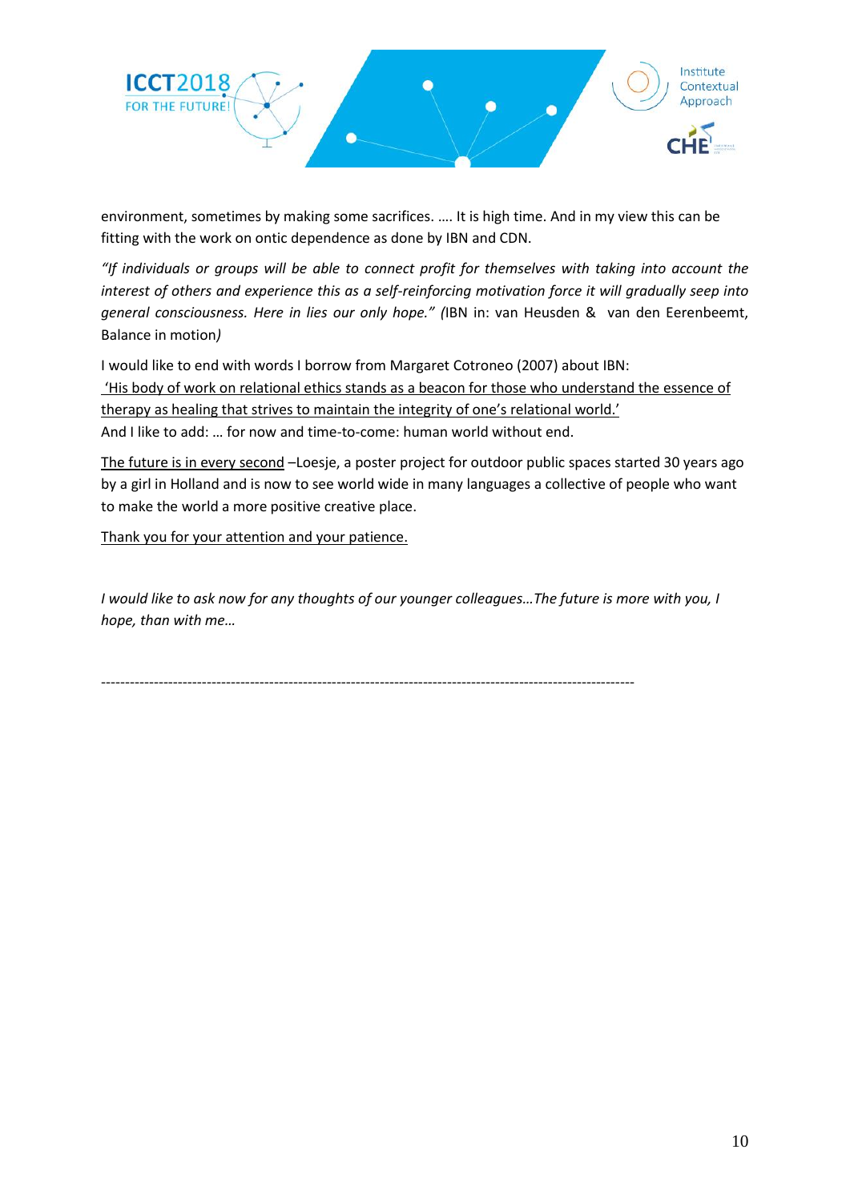environment, sometimes by making some sacrifices. …. It is high time. And in my view this can be fitting with the work on ontic dependence as done by IBN and CDN.

*"If individuals or groups will be able to connect profit for themselves with taking into account the interest of others and experience this as a self-reinforcing motivation force it will gradually seep into general consciousness. Here in lies our only hope." (*IBN in: van Heusden & van den Eerenbeemt, Balance in motion*)*

I would like to end with words I borrow from Margaret Cotroneo (2007) about IBN:
'His body of work on relational ethics stands as a beacon for those who understand the essence of therapy as healing that strives to maintain the integrity of one's relational world.'
And I like to add: … for now and time-to-come: human world without end.

The future is in every second –Loesje, a poster project for outdoor public spaces started 30 years ago by a girl in Holland and is now to see world wide in many languages a collective of people who want to make the world a more positive creative place.

Thank you for your attention and your patience.

*I would like to ask now for any thoughts of our younger colleagues…The future is more with you, I hope, than with me…*

---